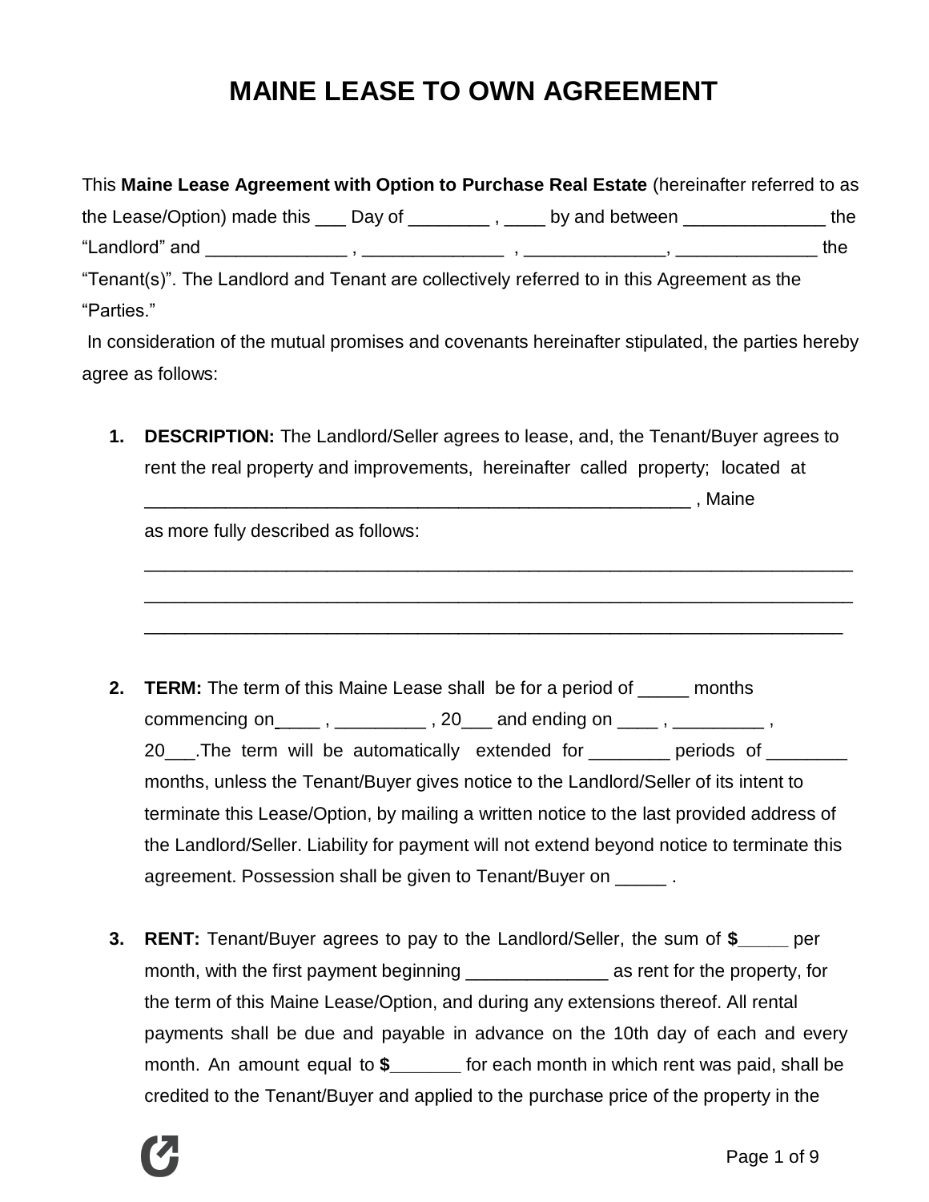# MAINE LEASE TO OWN AGREEMENT

This **Maine Lease Agreement with Option to Purchase Real Estate** (hereinafter referred to as the Lease/Option) made this ___ Day of ________ , ____ by and between ______________ the "Landlord" and ______________ , ______________ , ______________, ______________ the "Tenant(s)". The Landlord and Tenant are collectively referred to in this Agreement as the "Parties."

In consideration of the mutual promises and covenants hereinafter stipulated, the parties hereby agree as follows:

1. **DESCRIPTION:** The Landlord/Seller agrees to lease, and, the Tenant/Buyer agrees to rent the real property and improvements, hereinafter called property; located at ________________________________________________________ , Maine as more fully described as follows:
   ________________________________________________________________________
   ________________________________________________________________________
   ________________________________________________________________________

2. **TERM:** The term of this Maine Lease shall be for a period of _____ months commencing on____ , _________ , 20___ and ending on ____ , _________ , 20___.The term will be automatically extended for ________ periods of ________ months, unless the Tenant/Buyer gives notice to the Landlord/Seller of its intent to terminate this Lease/Option, by mailing a written notice to the last provided address of the Landlord/Seller. Liability for payment will not extend beyond notice to terminate this agreement. Possession shall be given to Tenant/Buyer on _____ .

3. **RENT:** Tenant/Buyer agrees to pay to the Landlord/Seller, the sum of **$_____** per month, with the first payment beginning ______________ as rent for the property, for the term of this Maine Lease/Option, and during any extensions thereof. All rental payments shall be due and payable in advance on the 10th day of each and every month. An amount equal to **$_______** for each month in which rent was paid, shall be credited to the Tenant/Buyer and applied to the purchase price of the property in the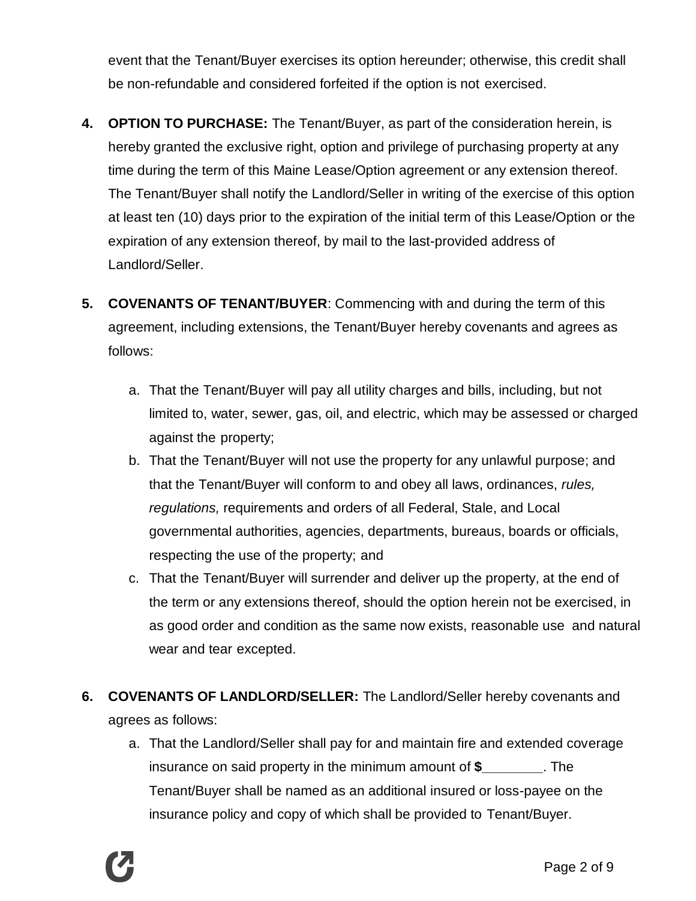event that the Tenant/Buyer exercises its option hereunder; otherwise, this credit shall be non-refundable and considered forfeited if the option is not exercised.

4. **OPTION TO PURCHASE:** The Tenant/Buyer, as part of the consideration herein, is hereby granted the exclusive right, option and privilege of purchasing property at any time during the term of this Maine Lease/Option agreement or any extension thereof. The Tenant/Buyer shall notify the Landlord/Seller in writing of the exercise of this option at least ten (10) days prior to the expiration of the initial term of this Lease/Option or the expiration of any extension thereof, by mail to the last-provided address of Landlord/Seller.

5. **COVENANTS OF TENANT/BUYER**: Commencing with and during the term of this agreement, including extensions, the Tenant/Buyer hereby covenants and agrees as follows:

   a. That the Tenant/Buyer will pay all utility charges and bills, including, but not limited to, water, sewer, gas, oil, and electric, which may be assessed or charged against the property;
   b. That the Tenant/Buyer will not use the property for any unlawful purpose; and that the Tenant/Buyer will conform to and obey all laws, ordinances, *rules, regulations,* requirements and orders of all Federal, Stale, and Local governmental authorities, agencies, departments, bureaus, boards or officials, respecting the use of the property; and
   c. That the Tenant/Buyer will surrender and deliver up the property, at the end of the term or any extensions thereof, should the option herein not be exercised, in as good order and condition as the same now exists, reasonable use and natural wear and tear excepted.

6. **COVENANTS OF LANDLORD/SELLER:** The Landlord/Seller hereby covenants and agrees as follows:

   a. That the Landlord/Seller shall pay for and maintain fire and extended coverage insurance on said property in the minimum amount of **$________**. The Tenant/Buyer shall be named as an additional insured or loss-payee on the insurance policy and copy of which shall be provided to Tenant/Buyer.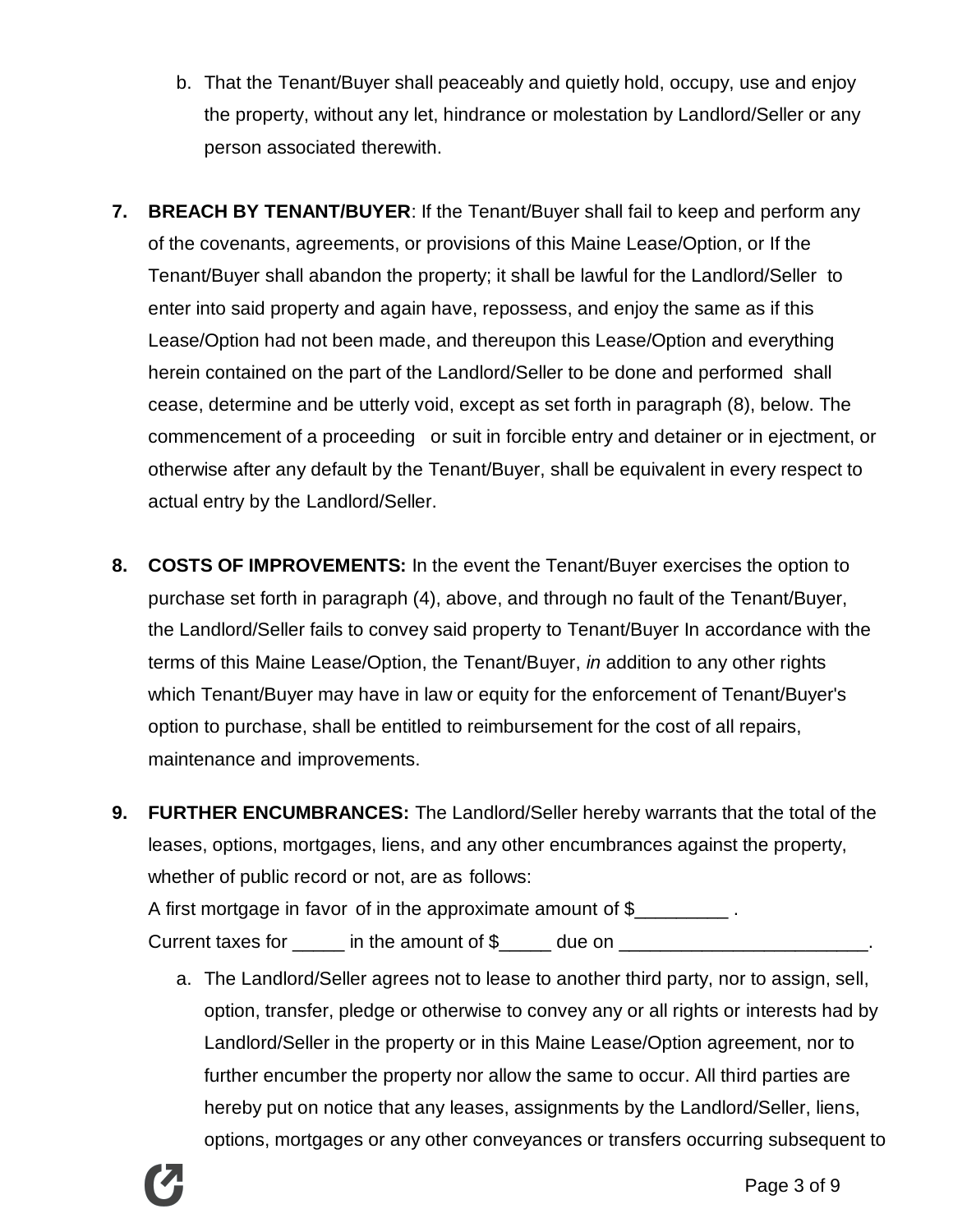b. That the Tenant/Buyer shall peaceably and quietly hold, occupy, use and enjoy the property, without any let, hindrance or molestation by Landlord/Seller or any person associated therewith.

7. **BREACH BY TENANT/BUYER**: If the Tenant/Buyer shall fail to keep and perform any of the covenants, agreements, or provisions of this Maine Lease/Option, or If the Tenant/Buyer shall abandon the property; it shall be lawful for the Landlord/Seller to enter into said property and again have, repossess, and enjoy the same as if this Lease/Option had not been made, and thereupon this Lease/Option and everything herein contained on the part of the Landlord/Seller to be done and performed shall cease, determine and be utterly void, except as set forth in paragraph (8), below. The commencement of a proceeding or suit in forcible entry and detainer or in ejectment, or otherwise after any default by the Tenant/Buyer, shall be equivalent in every respect to actual entry by the Landlord/Seller.

8. **COSTS OF IMPROVEMENTS:** In the event the Tenant/Buyer exercises the option to purchase set forth in paragraph (4), above, and through no fault of the Tenant/Buyer, the Landlord/Seller fails to convey said property to Tenant/Buyer In accordance with the terms of this Maine Lease/Option, the Tenant/Buyer, *in* addition to any other rights which Tenant/Buyer may have in law or equity for the enforcement of Tenant/Buyer's option to purchase, shall be entitled to reimbursement for the cost of all repairs, maintenance and improvements.

9. **FURTHER ENCUMBRANCES:** The Landlord/Seller hereby warrants that the total of the leases, options, mortgages, liens, and any other encumbrances against the property, whether of public record or not, are as follows:
   A first mortgage in favor of in the approximate amount of $_________ .
   Current taxes for _____ in the amount of $_____ due on ________________________.

   a. The Landlord/Seller agrees not to lease to another third party, nor to assign, sell, option, transfer, pledge or otherwise to convey any or all rights or interests had by Landlord/Seller in the property or in this Maine Lease/Option agreement, nor to further encumber the property nor allow the same to occur. All third parties are hereby put on notice that any leases, assignments by the Landlord/Seller, liens, options, mortgages or any other conveyances or transfers occurring subsequent to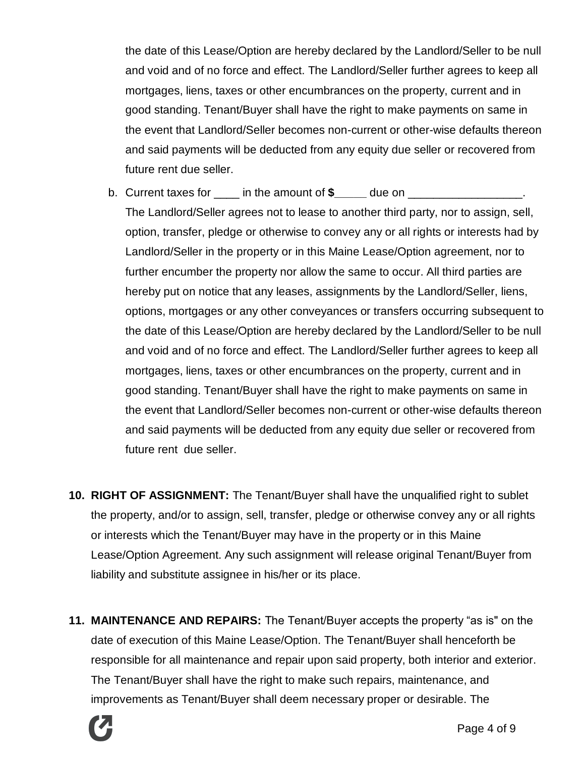the date of this Lease/Option are hereby declared by the Landlord/Seller to be null and void and of no force and effect. The Landlord/Seller further agrees to keep all mortgages, liens, taxes or other encumbrances on the property, current and in good standing. Tenant/Buyer shall have the right to make payments on same in the event that Landlord/Seller becomes non-current or other-wise defaults thereon and said payments will be deducted from any equity due seller or recovered from future rent due seller.

b. Current taxes for ____ in the amount of **$_____** due on __________________. The Landlord/Seller agrees not to lease to another third party, nor to assign, sell, option, transfer, pledge or otherwise to convey any or all rights or interests had by Landlord/Seller in the property or in this Maine Lease/Option agreement, nor to further encumber the property nor allow the same to occur. All third parties are hereby put on notice that any leases, assignments by the Landlord/Seller, liens, options, mortgages or any other conveyances or transfers occurring subsequent to the date of this Lease/Option are hereby declared by the Landlord/Seller to be null and void and of no force and effect. The Landlord/Seller further agrees to keep all mortgages, liens, taxes or other encumbrances on the property, current and in good standing. Tenant/Buyer shall have the right to make payments on same in the event that Landlord/Seller becomes non-current or other-wise defaults thereon and said payments will be deducted from any equity due seller or recovered from future rent due seller.

10. **RIGHT OF ASSIGNMENT:** The Tenant/Buyer shall have the unqualified right to sublet the property, and/or to assign, sell, transfer, pledge or otherwise convey any or all rights or interests which the Tenant/Buyer may have in the property or in this Maine Lease/Option Agreement. Any such assignment will release original Tenant/Buyer from liability and substitute assignee in his/her or its place.

11. **MAINTENANCE AND REPAIRS:** The Tenant/Buyer accepts the property "as is" on the date of execution of this Maine Lease/Option. The Tenant/Buyer shall henceforth be responsible for all maintenance and repair upon said property, both interior and exterior. The Tenant/Buyer shall have the right to make such repairs, maintenance, and improvements as Tenant/Buyer shall deem necessary proper or desirable. The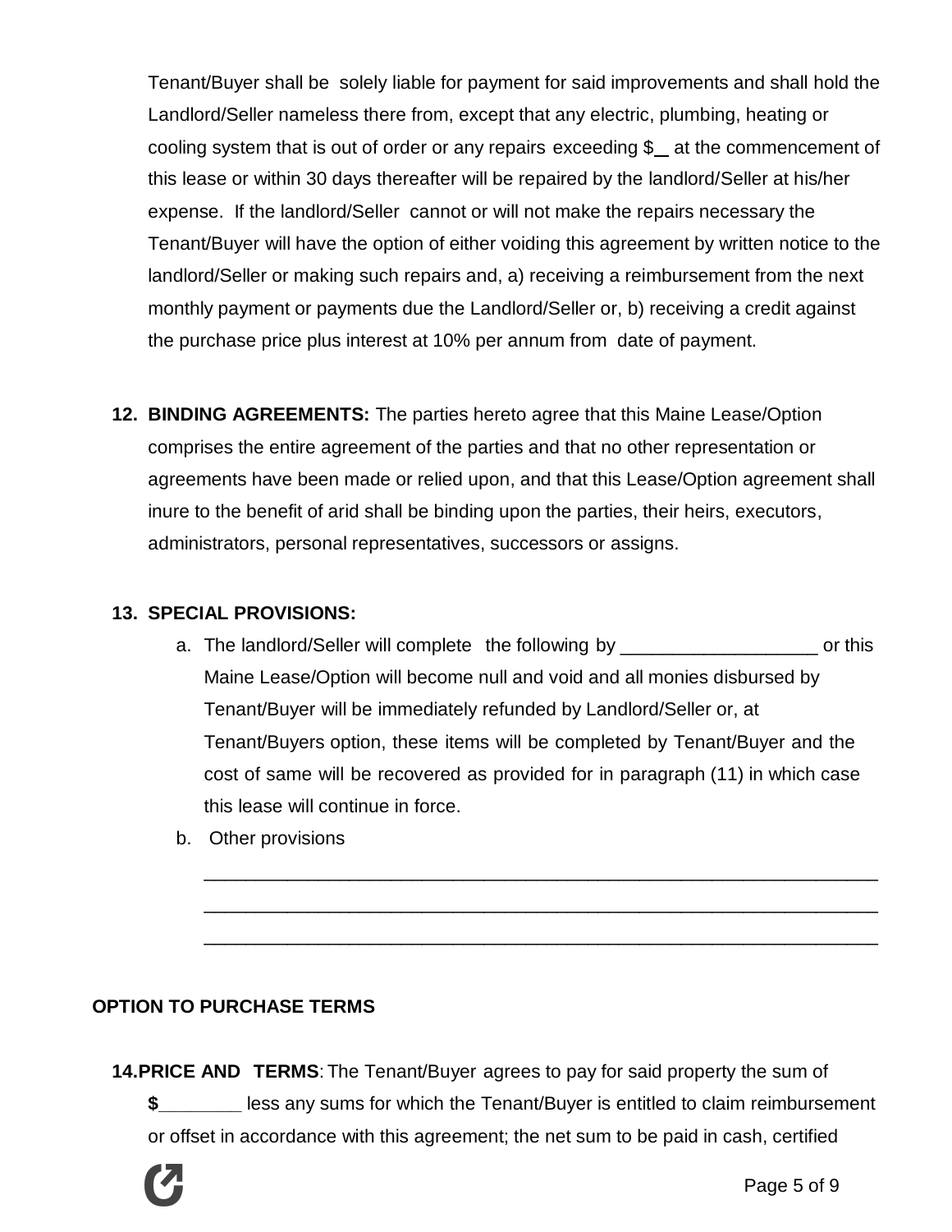Tenant/Buyer shall be solely liable for payment for said improvements and shall hold the Landlord/Seller nameless there from, except that any electric, plumbing, heating or cooling system that is out of order or any repairs exceeding $__ at the commencement of this lease or within 30 days thereafter will be repaired by the landlord/Seller at his/her expense. If the landlord/Seller cannot or will not make the repairs necessary the Tenant/Buyer will have the option of either voiding this agreement by written notice to the landlord/Seller or making such repairs and, a) receiving a reimbursement from the next monthly payment or payments due the Landlord/Seller or, b) receiving a credit against the purchase price plus interest at 10% per annum from date of payment.

12. **BINDING AGREEMENTS:** The parties hereto agree that this Maine Lease/Option comprises the entire agreement of the parties and that no other representation or agreements have been made or relied upon, and that this Lease/Option agreement shall inure to the benefit of arid shall be binding upon the parties, their heirs, executors, administrators, personal representatives, successors or assigns.

13. **SPECIAL PROVISIONS:**
    a. The landlord/Seller will complete the following by ___________________ or this Maine Lease/Option will become null and void and all monies disbursed by Tenant/Buyer will be immediately refunded by Landlord/Seller or, at Tenant/Buyers option, these items will be completed by Tenant/Buyer and the cost of same will be recovered as provided for in paragraph (11) in which case this lease will continue in force.
    b. Other provisions
    
    _________________________________________________________________
    
    _________________________________________________________________
    
    _________________________________________________________________

**OPTION TO PURCHASE TERMS**

14. **PRICE AND TERMS**: The Tenant/Buyer agrees to pay for said property the sum of **$________** less any sums for which the Tenant/Buyer is entitled to claim reimbursement or offset in accordance with this agreement; the net sum to be paid in cash, certified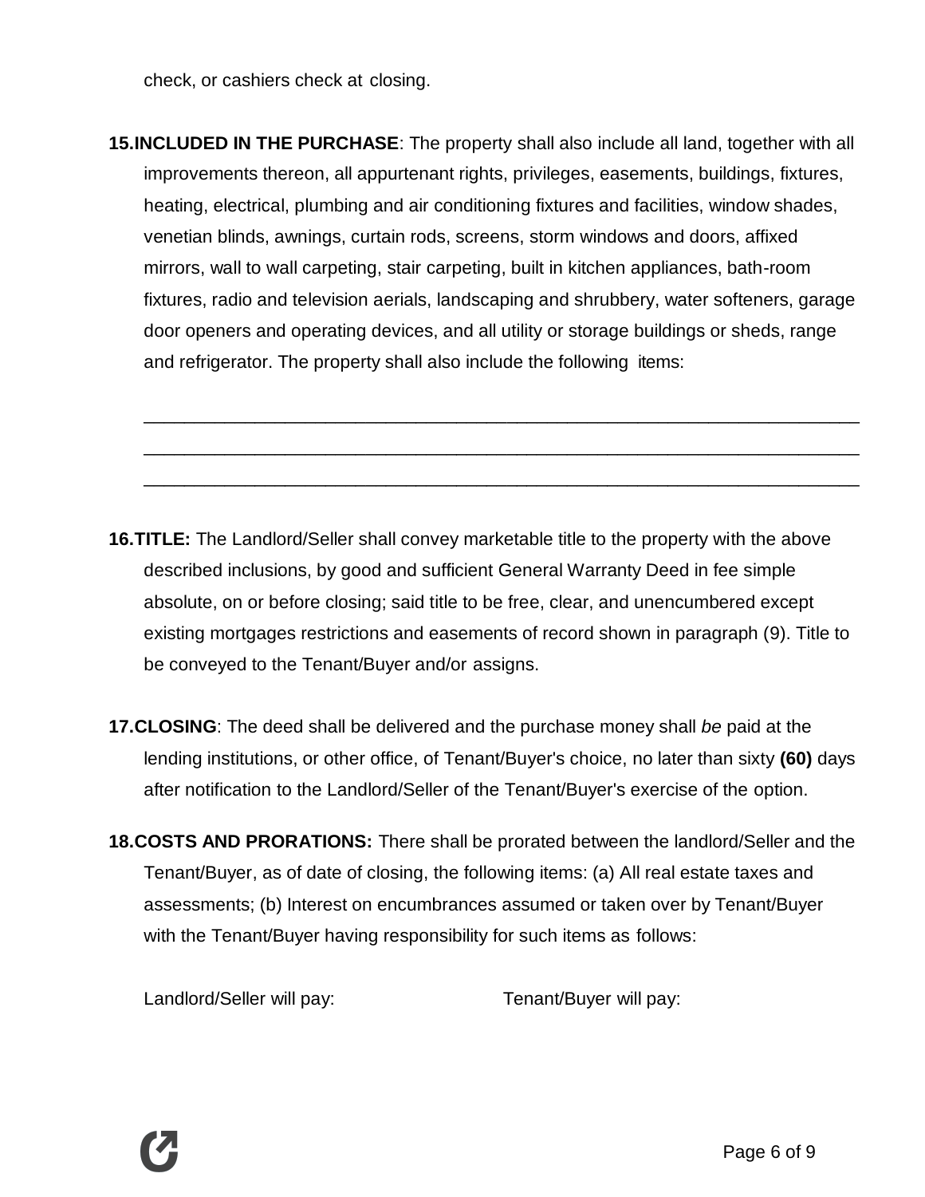check, or cashiers check at closing.

**15.INCLUDED IN THE PURCHASE**: The property shall also include all land, together with all improvements thereon, all appurtenant rights, privileges, easements, buildings, fixtures, heating, electrical, plumbing and air conditioning fixtures and facilities, window shades, venetian blinds, awnings, curtain rods, screens, storm windows and doors, affixed mirrors, wall to wall carpeting, stair carpeting, built in kitchen appliances, bath-room fixtures, radio and television aerials, landscaping and shrubbery, water softeners, garage door openers and operating devices, and all utility or storage buildings or sheds, range and refrigerator. The property shall also include the following items:

____________________________________________________________________________
____________________________________________________________________________
____________________________________________________________________________

**16.TITLE:** The Landlord/Seller shall convey marketable title to the property with the above described inclusions, by good and sufficient General Warranty Deed in fee simple absolute, on or before closing; said title to be free, clear, and unencumbered except existing mortgages restrictions and easements of record shown in paragraph (9). Title to be conveyed to the Tenant/Buyer and/or assigns.

**17.CLOSING**: The deed shall be delivered and the purchase money shall *be* paid at the lending institutions, or other office, of Tenant/Buyer's choice, no later than sixty **(60)** days after notification to the Landlord/Seller of the Tenant/Buyer's exercise of the option.

**18.COSTS AND PRORATIONS:** There shall be prorated between the landlord/Seller and the Tenant/Buyer, as of date of closing, the following items: (a) All real estate taxes and assessments; (b) Interest on encumbrances assumed or taken over by Tenant/Buyer with the Tenant/Buyer having responsibility for such items as follows:

Landlord/Seller will pay: Tenant/Buyer will pay: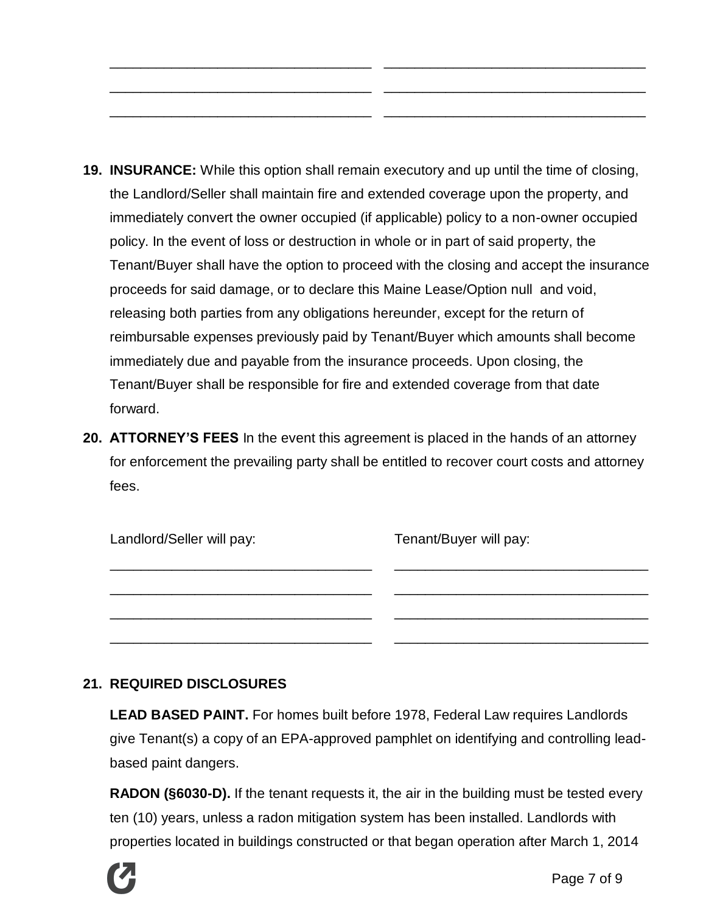| | |
|---|---|
| __________________________________ | __________________________________ |
| __________________________________ | __________________________________ |
| __________________________________ | __________________________________ |

19. **INSURANCE:** While this option shall remain executory and up until the time of closing, the Landlord/Seller shall maintain fire and extended coverage upon the property, and immediately convert the owner occupied (if applicable) policy to a non-owner occupied policy. In the event of loss or destruction in whole or in part of said property, the Tenant/Buyer shall have the option to proceed with the closing and accept the insurance proceeds for said damage, or to declare this Maine Lease/Option null and void, releasing both parties from any obligations hereunder, except for the return of reimbursable expenses previously paid by Tenant/Buyer which amounts shall become immediately due and payable from the insurance proceeds. Upon closing, the Tenant/Buyer shall be responsible for fire and extended coverage from that date forward.

20. **ATTORNEY'S FEES** In the event this agreement is placed in the hands of an attorney for enforcement the prevailing party shall be entitled to recover court costs and attorney fees.

| Landlord/Seller will pay: | Tenant/Buyer will pay: |
|---|---|
| __________________________________ | __________________________________ |
| __________________________________ | __________________________________ |
| __________________________________ | __________________________________ |
| __________________________________ | __________________________________ |

21. **REQUIRED DISCLOSURES**

**LEAD BASED PAINT.** For homes built before 1978, Federal Law requires Landlords give Tenant(s) a copy of an EPA-approved pamphlet on identifying and controlling lead-based paint dangers.

**RADON (§6030-D).** If the tenant requests it, the air in the building must be tested every ten (10) years, unless a radon mitigation system has been installed. Landlords with properties located in buildings constructed or that began operation after March 1, 2014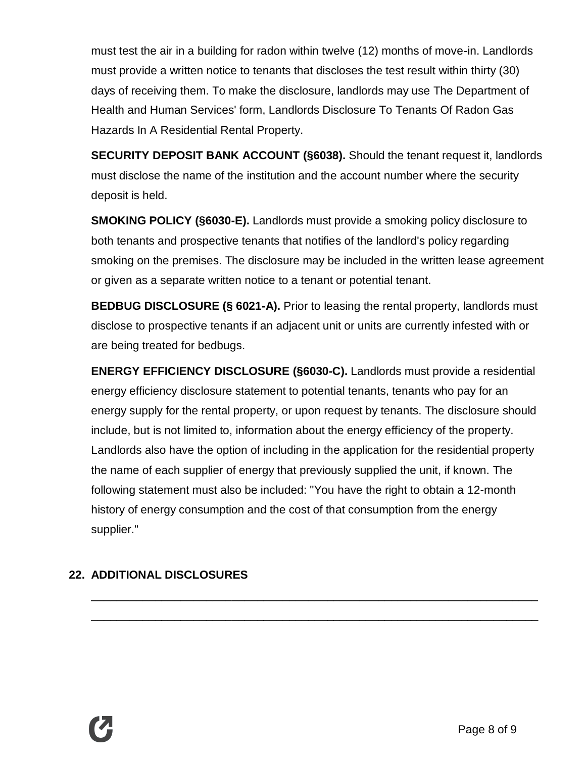must test the air in a building for radon within twelve (12) months of move-in. Landlords must provide a written notice to tenants that discloses the test result within thirty (30) days of receiving them. To make the disclosure, landlords may use The Department of Health and Human Services' form, Landlords Disclosure To Tenants Of Radon Gas Hazards In A Residential Rental Property.

**SECURITY DEPOSIT BANK ACCOUNT (§6038).** Should the tenant request it, landlords must disclose the name of the institution and the account number where the security deposit is held.

**SMOKING POLICY (§6030-E).** Landlords must provide a smoking policy disclosure to both tenants and prospective tenants that notifies of the landlord's policy regarding smoking on the premises. The disclosure may be included in the written lease agreement or given as a separate written notice to a tenant or potential tenant.

**BEDBUG DISCLOSURE (§ 6021-A).** Prior to leasing the rental property, landlords must disclose to prospective tenants if an adjacent unit or units are currently infested with or are being treated for bedbugs.

**ENERGY EFFICIENCY DISCLOSURE (§6030-C).** Landlords must provide a residential energy efficiency disclosure statement to potential tenants, tenants who pay for an energy supply for the rental property, or upon request by tenants. The disclosure should include, but is not limited to, information about the energy efficiency of the property. Landlords also have the option of including in the application for the residential property the name of each supplier of energy that previously supplied the unit, if known. The following statement must also be included: "You have the right to obtain a 12-month history of energy consumption and the cost of that consumption from the energy supplier."

## 22. ADDITIONAL DISCLOSURES

______________________________________________________________________

______________________________________________________________________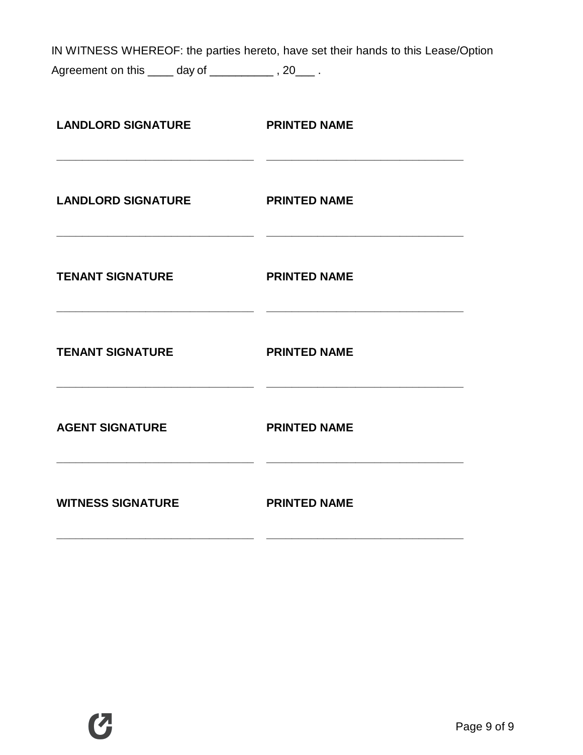IN WITNESS WHEREOF: the parties hereto, have set their hands to this Lease/Option Agreement on this ____ day of __________ , 20___ .

**LANDLORD SIGNATURE** ______________________________ **PRINTED NAME** ______________________________

**LANDLORD SIGNATURE** ______________________________ **PRINTED NAME** ______________________________

**TENANT SIGNATURE** ______________________________ **PRINTED NAME** ______________________________

**TENANT SIGNATURE** ______________________________ **PRINTED NAME** ______________________________

**AGENT SIGNATURE** ______________________________ **PRINTED NAME** ______________________________

**WITNESS SIGNATURE** ______________________________ **PRINTED NAME** ______________________________